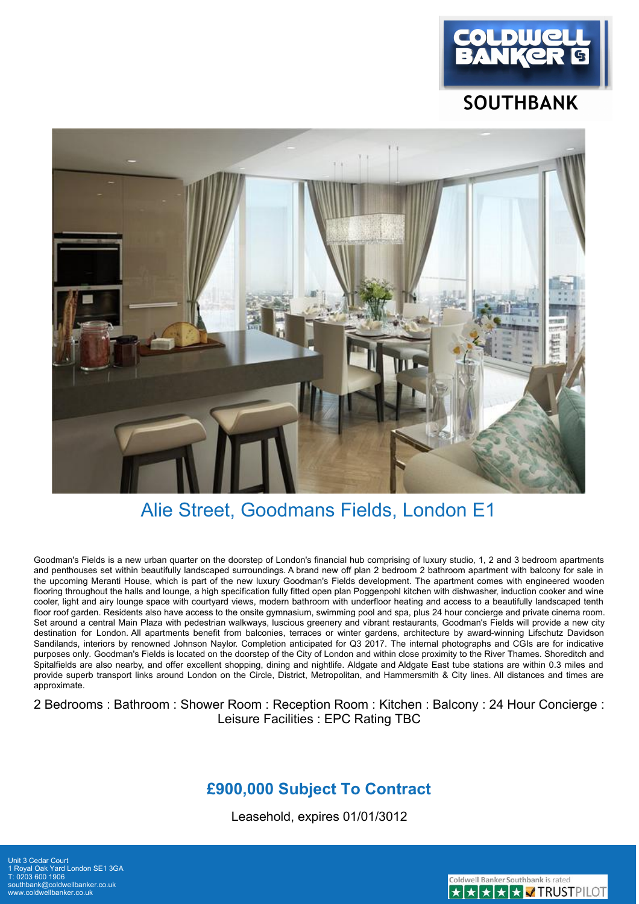COLDWELL BANKER SOUTHBANK

# Alie Street, Goodmans Fields, London E1

Goodman's Fields is a new urban quarter on the doorstep of London's financial hub comprising of luxury studio, 1, 2 and 3 bedroom apartments and penthouses set within beautifully landscaped surroundings. A brand new off plan 2 bedroom 2 bathroom apartment with balcony for sale in the upcoming Meranti House, which is part of the new luxury Goodman's Fields development. The apartment comes with engineered wooden flooring throughout the halls and lounge, a high specification fully fitted open plan Poggenpohl kitchen with dishwasher, induction cooker and wine cooler, light and airy lounge space with courtyard views, modern bathroom with underfloor heating and access to a beautifully landscaped tenth floor roof garden. Residents also have access to the onsite gymnasium, swimming pool and spa, plus 24 hour concierge and private cinema room. Set around a central Main Plaza with pedestrian walkways, luscious greenery and vibrant restaurants, Goodman's Fields will provide a new city destination for London. All apartments benefit from balconies, terraces or winter gardens, architecture by award-winning Lifschutz Davidson Sandilands, interiors by renowned Johnson Naylor. Completion anticipated for Q3 2017. The internal photographs and CGIs are for indicative purposes only. Goodman's Fields is located on the doorstep of the City of London and within close proximity to the River Thames. Shoreditch and Spitalfields are also nearby, and offer excellent shopping, dining and nightlife. Aldgate and Aldgate East tube stations are within 0.3 miles and provide superb transport links around London on the Circle, District, Metropolitan, and Hammersmith & City lines. All distances and times are approximate.

2 Bedrooms : Bathroom : Shower Room : Reception Room : Kitchen : Balcony : 24 Hour Concierge : Leisure Facilities : EPC Rating TBC

## £900,000 Subject To Contract

Leasehold, expires 01/01/3012

Unit 3 Cedar Court
1 Royal Oak Yard London SE1 3GA
T: 0203 600 1906
southbank@coldwellbanker.co.uk
www.coldwellbanker.co.uk

Coldwell Banker Southbank is rated ★★★★★ TRUSTPILOT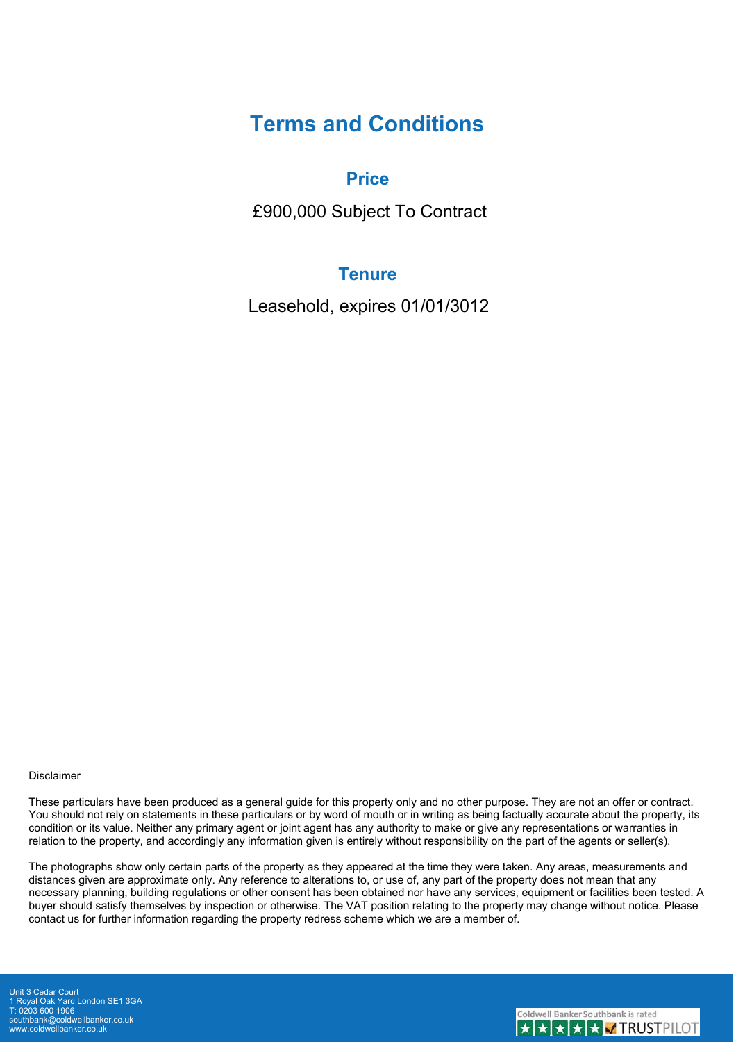# Terms and Conditions

## Price

£900,000 Subject To Contract

## Tenure

Leasehold, expires 01/01/3012

Disclaimer

These particulars have been produced as a general guide for this property only and no other purpose. They are not an offer or contract. You should not rely on statements in these particulars or by word of mouth or in writing as being factually accurate about the property, its condition or its value. Neither any primary agent or joint agent has any authority to make or give any representations or warranties in relation to the property, and accordingly any information given is entirely without responsibility on the part of the agents or seller(s).

The photographs show only certain parts of the property as they appeared at the time they were taken. Any areas, measurements and distances given are approximate only. Any reference to alterations to, or use of, any part of the property does not mean that any necessary planning, building regulations or other consent has been obtained nor have any services, equipment or facilities been tested. A buyer should satisfy themselves by inspection or otherwise. The VAT position relating to the property may change without notice. Please contact us for further information regarding the property redress scheme which we are a member of.

Unit 3 Cedar Court
1 Royal Oak Yard London SE1 3GA
T: 0203 600 1906
southbank@coldwellbanker.co.uk
www.coldwellbanker.co.uk

Coldwell Banker Southbank is rated TRUSTPILOT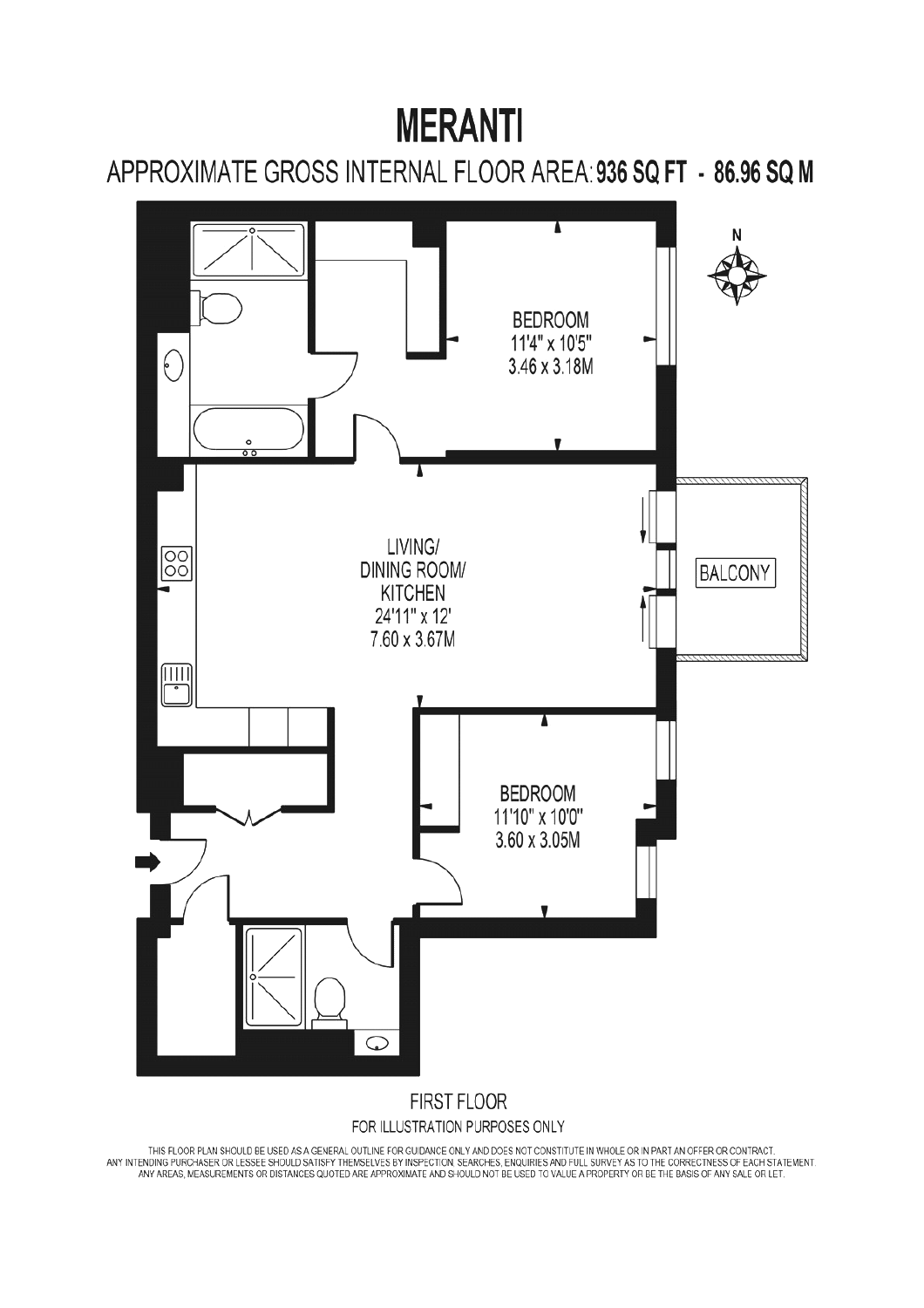# MERANTI

APPROXIMATE GROSS INTERNAL FLOOR AREA: **936 SQ FT - 86.96 SQ M**

N

BEDROOM
11'4" x 10'5"
3.46 x 3.18M

LIVING/
DINING ROOM/
KITCHEN
24'11" x 12'
7.60 x 3.67M

BALCONY

BEDROOM
11'10" x 10'0"
3.60 x 3.05M

FIRST FLOOR

FOR ILLUSTRATION PURPOSES ONLY

THIS FLOOR PLAN SHOULD BE USED AS A GENERAL OUTLINE FOR GUIDANCE ONLY AND DOES NOT CONSTITUTE IN WHOLE OR IN PART AN OFFER OR CONTRACT. ANY INTENDING PURCHASER OR LESSEE SHOULD SATISFY THEMSELVES BY INSPECTION, SEARCHES, ENQUIRIES AND FULL SURVEY AS TO THE CORRECTNESS OF EACH STATEMENT. ANY AREAS, MEASUREMENTS OR DISTANCES QUOTED ARE APPROXIMATE AND SHOULD NOT BE USED TO VALUE A PROPERTY OR BE THE BASIS OF ANY SALE OR LET.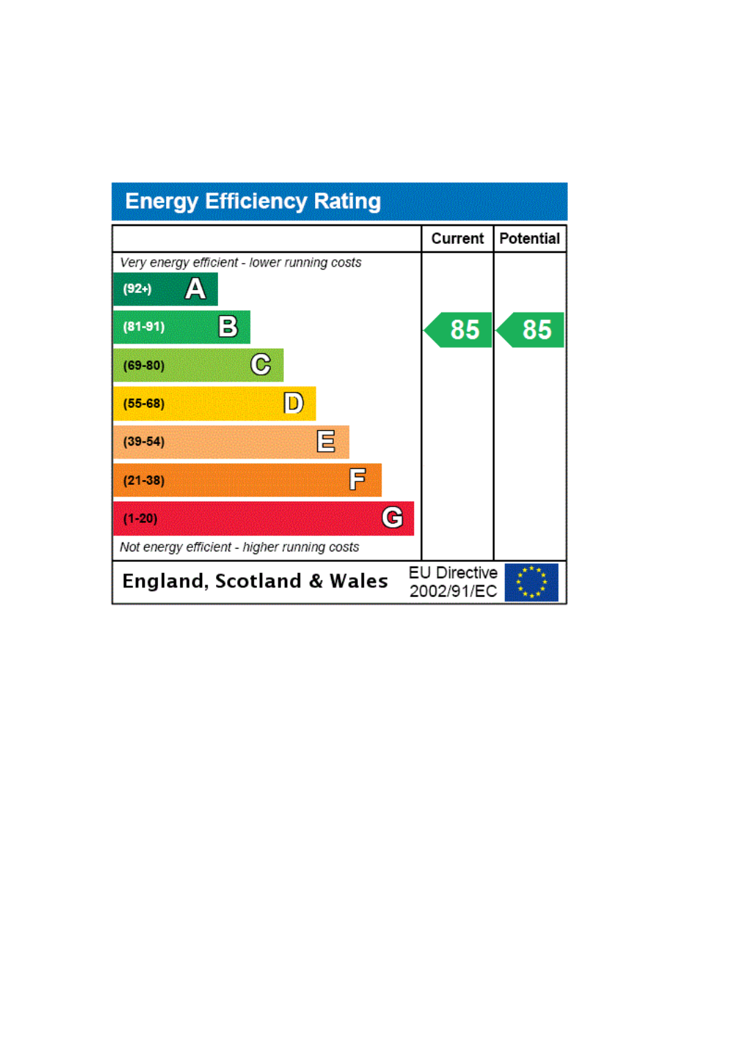## Energy Efficiency Rating

Current | Potential

Very energy efficient - lower running costs

(92+) A

(81-91) B

(69-80) C

(55-68) D

(39-54) E

(21-38) F

(1-20) G

Not energy efficient - higher running costs

85

85

England, Scotland & Wales

EU Directive 2002/91/EC